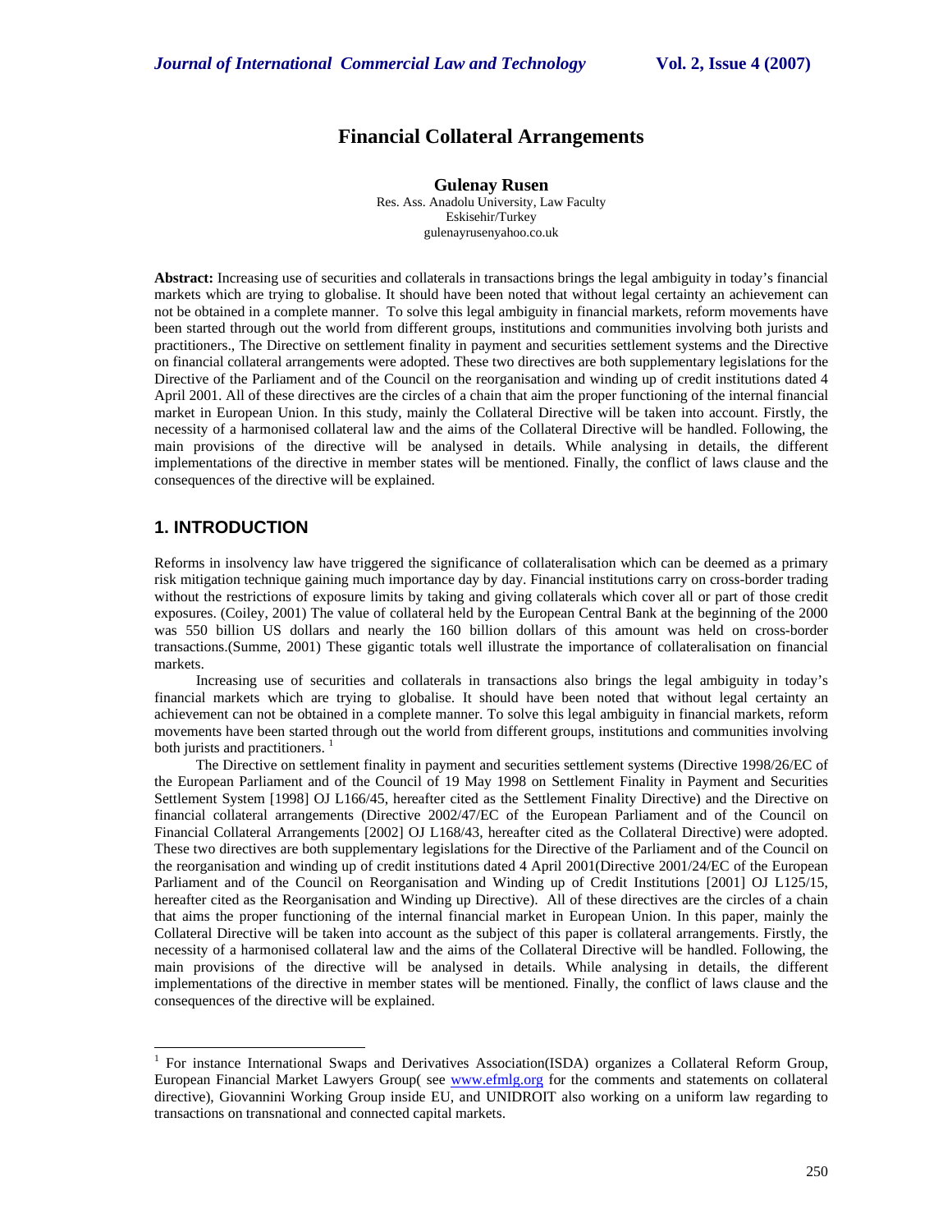# Financial Collateral Arrangements

**Gulenay Rusen**

Res. Ass. Anadolu University, Law Faculty
Eskisehir/Turkey
gulenayrusenyahoo.co.uk

**Abstract:** Increasing use of securities and collaterals in transactions brings the legal ambiguity in today's financial markets which are trying to globalise. It should have been noted that without legal certainty an achievement can not be obtained in a complete manner. To solve this legal ambiguity in financial markets, reform movements have been started through out the world from different groups, institutions and communities involving both jurists and practitioners., The Directive on settlement finality in payment and securities settlement systems and the Directive on financial collateral arrangements were adopted. These two directives are both supplementary legislations for the Directive of the Parliament and of the Council on the reorganisation and winding up of credit institutions dated 4 April 2001. All of these directives are the circles of a chain that aim the proper functioning of the internal financial market in European Union. In this study, mainly the Collateral Directive will be taken into account. Firstly, the necessity of a harmonised collateral law and the aims of the Collateral Directive will be handled. Following, the main provisions of the directive will be analysed in details. While analysing in details, the different implementations of the directive in member states will be mentioned. Finally, the conflict of laws clause and the consequences of the directive will be explained.

## 1. INTRODUCTION

Reforms in insolvency law have triggered the significance of collateralisation which can be deemed as a primary risk mitigation technique gaining much importance day by day. Financial institutions carry on cross-border trading without the restrictions of exposure limits by taking and giving collaterals which cover all or part of those credit exposures. (Coiley, 2001) The value of collateral held by the European Central Bank at the beginning of the 2000 was 550 billion US dollars and nearly the 160 billion dollars of this amount was held on cross-border transactions.(Summe, 2001) These gigantic totals well illustrate the importance of collateralisation on financial markets.

Increasing use of securities and collaterals in transactions also brings the legal ambiguity in today's financial markets which are trying to globalise. It should have been noted that without legal certainty an achievement can not be obtained in a complete manner. To solve this legal ambiguity in financial markets, reform movements have been started through out the world from different groups, institutions and communities involving both jurists and practitioners. [1]

The Directive on settlement finality in payment and securities settlement systems (Directive 1998/26/EC of the European Parliament and of the Council of 19 May 1998 on Settlement Finality in Payment and Securities Settlement System [1998] OJ L166/45, hereafter cited as the Settlement Finality Directive) and the Directive on financial collateral arrangements (Directive 2002/47/EC of the European Parliament and of the Council on Financial Collateral Arrangements [2002] OJ L168/43, hereafter cited as the Collateral Directive) were adopted. These two directives are both supplementary legislations for the Directive of the Parliament and of the Council on the reorganisation and winding up of credit institutions dated 4 April 2001(Directive 2001/24/EC of the European Parliament and of the Council on Reorganisation and Winding up of Credit Institutions [2001] OJ L125/15, hereafter cited as the Reorganisation and Winding up Directive). All of these directives are the circles of a chain that aims the proper functioning of the internal financial market in European Union. In this paper, mainly the Collateral Directive will be taken into account as the subject of this paper is collateral arrangements. Firstly, the necessity of a harmonised collateral law and the aims of the Collateral Directive will be handled. Following, the main provisions of the directive will be analysed in details. While analysing in details, the different implementations of the directive in member states will be mentioned. Finally, the conflict of laws clause and the consequences of the directive will be explained.

[1] For instance International Swaps and Derivatives Association(ISDA) organizes a Collateral Reform Group, European Financial Market Lawyers Group( see www.efmlg.org for the comments and statements on collateral directive), Giovannini Working Group inside EU, and UNIDROIT also working on a uniform law regarding to transactions on transnational and connected capital markets.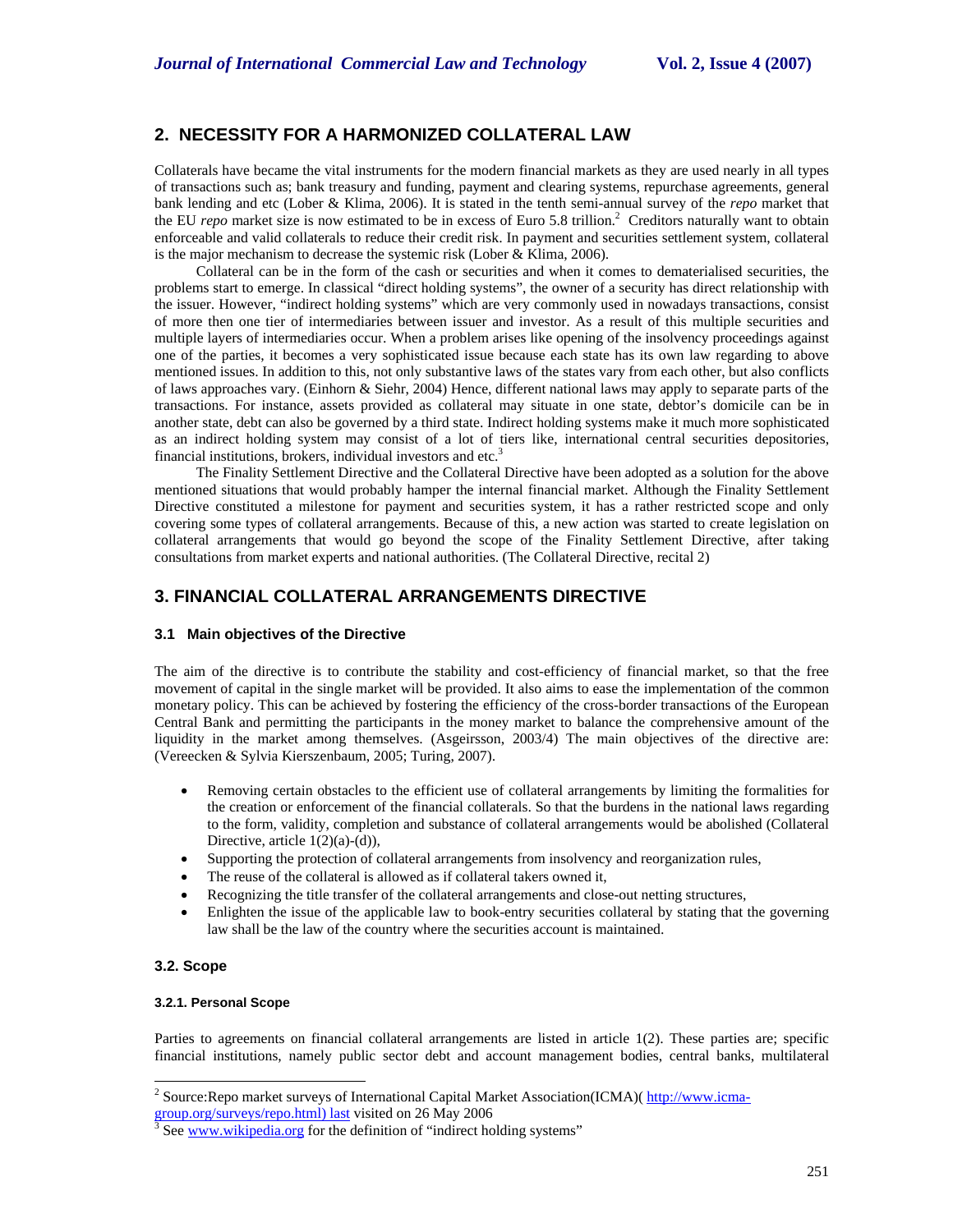## 2. NECESSITY FOR A HARMONIZED COLLATERAL LAW

Collaterals have became the vital instruments for the modern financial markets as they are used nearly in all types of transactions such as; bank treasury and funding, payment and clearing systems, repurchase agreements, general bank lending and etc (Lober & Klima, 2006). It is stated in the tenth semi-annual survey of the *repo* market that the EU *repo* market size is now estimated to be in excess of Euro 5.8 trillion.[2] Creditors naturally want to obtain enforceable and valid collaterals to reduce their credit risk. In payment and securities settlement system, collateral is the major mechanism to decrease the systemic risk (Lober & Klima, 2006).

Collateral can be in the form of the cash or securities and when it comes to dematerialised securities, the problems start to emerge. In classical "direct holding systems", the owner of a security has direct relationship with the issuer. However, "indirect holding systems" which are very commonly used in nowadays transactions, consist of more then one tier of intermediaries between issuer and investor. As a result of this multiple securities and multiple layers of intermediaries occur. When a problem arises like opening of the insolvency proceedings against one of the parties, it becomes a very sophisticated issue because each state has its own law regarding to above mentioned issues. In addition to this, not only substantive laws of the states vary from each other, but also conflicts of laws approaches vary. (Einhorn & Siehr, 2004) Hence, different national laws may apply to separate parts of the transactions. For instance, assets provided as collateral may situate in one state, debtor's domicile can be in another state, debt can also be governed by a third state. Indirect holding systems make it much more sophisticated as an indirect holding system may consist of a lot of tiers like, international central securities depositories, financial institutions, brokers, individual investors and etc.[3]

The Finality Settlement Directive and the Collateral Directive have been adopted as a solution for the above mentioned situations that would probably hamper the internal financial market. Although the Finality Settlement Directive constituted a milestone for payment and securities system, it has a rather restricted scope and only covering some types of collateral arrangements. Because of this, a new action was started to create legislation on collateral arrangements that would go beyond the scope of the Finality Settlement Directive, after taking consultations from market experts and national authorities. (The Collateral Directive, recital 2)

## 3. FINANCIAL COLLATERAL ARRANGEMENTS DIRECTIVE

### 3.1 Main objectives of the Directive

The aim of the directive is to contribute the stability and cost-efficiency of financial market, so that the free movement of capital in the single market will be provided. It also aims to ease the implementation of the common monetary policy. This can be achieved by fostering the efficiency of the cross-border transactions of the European Central Bank and permitting the participants in the money market to balance the comprehensive amount of the liquidity in the market among themselves. (Asgeirsson, 2003/4) The main objectives of the directive are: (Vereecken & Sylvia Kierszenbaum, 2005; Turing, 2007).

- Removing certain obstacles to the efficient use of collateral arrangements by limiting the formalities for the creation or enforcement of the financial collaterals. So that the burdens in the national laws regarding to the form, validity, completion and substance of collateral arrangements would be abolished (Collateral Directive, article 1(2)(a)-(d)),
- Supporting the protection of collateral arrangements from insolvency and reorganization rules,
- The reuse of the collateral is allowed as if collateral takers owned it,
- Recognizing the title transfer of the collateral arrangements and close-out netting structures,
- Enlighten the issue of the applicable law to book-entry securities collateral by stating that the governing law shall be the law of the country where the securities account is maintained.

### 3.2. Scope

#### 3.2.1. Personal Scope

Parties to agreements on financial collateral arrangements are listed in article 1(2). These parties are; specific financial institutions, namely public sector debt and account management bodies, central banks, multilateral

[2] Source:Repo market surveys of International Capital Market Association(ICMA)( http://www.icma-group.org/surveys/repo.html) last visited on 26 May 2006

[3] See www.wikipedia.org for the definition of "indirect holding systems"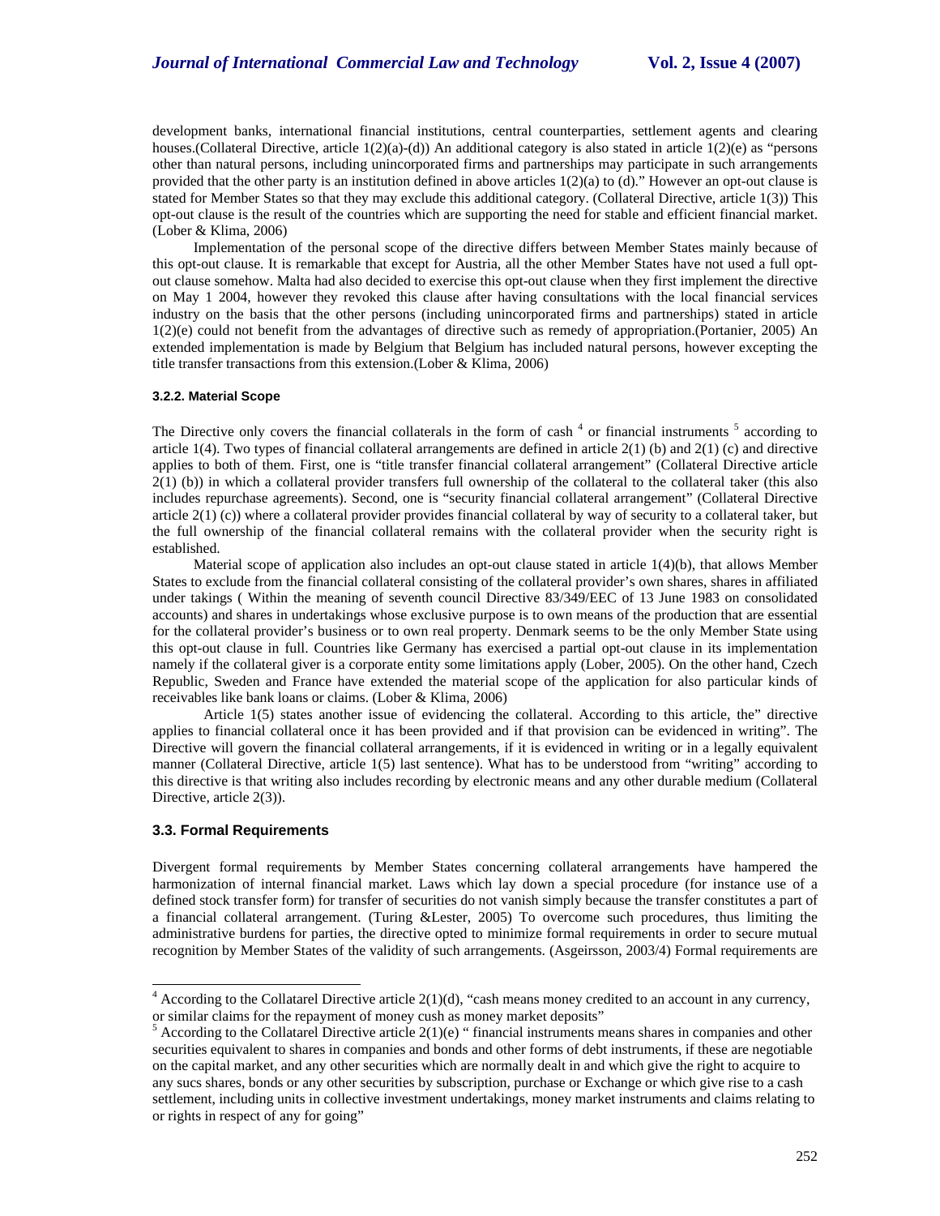development banks, international financial institutions, central counterparties, settlement agents and clearing houses.(Collateral Directive, article 1(2)(a)-(d)) An additional category is also stated in article 1(2)(e) as "persons other than natural persons, including unincorporated firms and partnerships may participate in such arrangements provided that the other party is an institution defined in above articles 1(2)(a) to (d)." However an opt-out clause is stated for Member States so that they may exclude this additional category. (Collateral Directive, article 1(3)) This opt-out clause is the result of the countries which are supporting the need for stable and efficient financial market. (Lober & Klima, 2006)

Implementation of the personal scope of the directive differs between Member States mainly because of this opt-out clause. It is remarkable that except for Austria, all the other Member States have not used a full opt-out clause somehow. Malta had also decided to exercise this opt-out clause when they first implement the directive on May 1 2004, however they revoked this clause after having consultations with the local financial services industry on the basis that the other persons (including unincorporated firms and partnerships) stated in article 1(2)(e) could not benefit from the advantages of directive such as remedy of appropriation.(Portanier, 2005) An extended implementation is made by Belgium that Belgium has included natural persons, however excepting the title transfer transactions from this extension.(Lober & Klima, 2006)

#### 3.2.2. Material Scope

The Directive only covers the financial collaterals in the form of cash [4] or financial instruments [5] according to article 1(4). Two types of financial collateral arrangements are defined in article 2(1) (b) and 2(1) (c) and directive applies to both of them. First, one is "title transfer financial collateral arrangement" (Collateral Directive article 2(1) (b)) in which a collateral provider transfers full ownership of the collateral to the collateral taker (this also includes repurchase agreements). Second, one is "security financial collateral arrangement" (Collateral Directive article 2(1) (c)) where a collateral provider provides financial collateral by way of security to a collateral taker, but the full ownership of the financial collateral remains with the collateral provider when the security right is established.

Material scope of application also includes an opt-out clause stated in article 1(4)(b), that allows Member States to exclude from the financial collateral consisting of the collateral provider's own shares, shares in affiliated under takings ( Within the meaning of seventh council Directive 83/349/EEC of 13 June 1983 on consolidated accounts) and shares in undertakings whose exclusive purpose is to own means of the production that are essential for the collateral provider's business or to own real property. Denmark seems to be the only Member State using this opt-out clause in full. Countries like Germany has exercised a partial opt-out clause in its implementation namely if the collateral giver is a corporate entity some limitations apply (Lober, 2005). On the other hand, Czech Republic, Sweden and France have extended the material scope of the application for also particular kinds of receivables like bank loans or claims. (Lober & Klima, 2006)

Article 1(5) states another issue of evidencing the collateral. According to this article, the" directive applies to financial collateral once it has been provided and if that provision can be evidenced in writing". The Directive will govern the financial collateral arrangements, if it is evidenced in writing or in a legally equivalent manner (Collateral Directive, article 1(5) last sentence). What has to be understood from "writing" according to this directive is that writing also includes recording by electronic means and any other durable medium (Collateral Directive, article 2(3)).

### 3.3. Formal Requirements

Divergent formal requirements by Member States concerning collateral arrangements have hampered the harmonization of internal financial market. Laws which lay down a special procedure (for instance use of a defined stock transfer form) for transfer of securities do not vanish simply because the transfer constitutes a part of a financial collateral arrangement. (Turing &Lester, 2005) To overcome such procedures, thus limiting the administrative burdens for parties, the directive opted to minimize formal requirements in order to secure mutual recognition by Member States of the validity of such arrangements. (Asgeirsson, 2003/4) Formal requirements are

---

[4] According to the Collatarel Directive article 2(1)(d), "cash means money credited to an account in any currency, or similar claims for the repayment of money cush as money market deposits"

[5] According to the Collatarel Directive article 2(1)(e) " financial instruments means shares in companies and other securities equivalent to shares in companies and bonds and other forms of debt instruments, if these are negotiable on the capital market, and any other securities which are normally dealt in and which give the right to acquire to any sucs shares, bonds or any other securities by subscription, purchase or Exchange or which give rise to a cash settlement, including units in collective investment undertakings, money market instruments and claims relating to or rights in respect of any for going"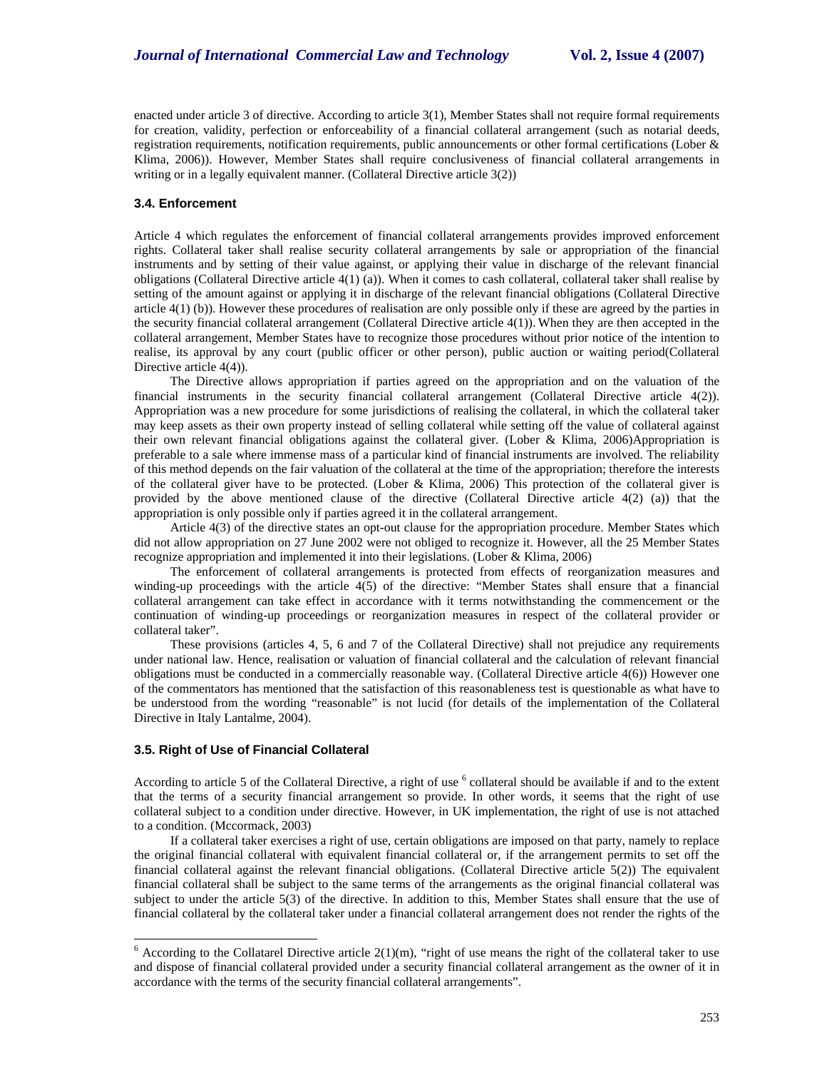enacted under article 3 of directive. According to article 3(1), Member States shall not require formal requirements for creation, validity, perfection or enforceability of a financial collateral arrangement (such as notarial deeds, registration requirements, notification requirements, public announcements or other formal certifications (Lober & Klima, 2006)). However, Member States shall require conclusiveness of financial collateral arrangements in writing or in a legally equivalent manner. (Collateral Directive article 3(2))

### 3.4. Enforcement

Article 4 which regulates the enforcement of financial collateral arrangements provides improved enforcement rights. Collateral taker shall realise security collateral arrangements by sale or appropriation of the financial instruments and by setting of their value against, or applying their value in discharge of the relevant financial obligations (Collateral Directive article 4(1) (a)). When it comes to cash collateral, collateral taker shall realise by setting of the amount against or applying it in discharge of the relevant financial obligations (Collateral Directive article 4(1) (b)). However these procedures of realisation are only possible only if these are agreed by the parties in the security financial collateral arrangement (Collateral Directive article 4(1)). When they are then accepted in the collateral arrangement, Member States have to recognize those procedures without prior notice of the intention to realise, its approval by any court (public officer or other person), public auction or waiting period(Collateral Directive article 4(4)).

The Directive allows appropriation if parties agreed on the appropriation and on the valuation of the financial instruments in the security financial collateral arrangement (Collateral Directive article 4(2)). Appropriation was a new procedure for some jurisdictions of realising the collateral, in which the collateral taker may keep assets as their own property instead of selling collateral while setting off the value of collateral against their own relevant financial obligations against the collateral giver. (Lober & Klima, 2006)Appropriation is preferable to a sale where immense mass of a particular kind of financial instruments are involved. The reliability of this method depends on the fair valuation of the collateral at the time of the appropriation; therefore the interests of the collateral giver have to be protected. (Lober & Klima, 2006) This protection of the collateral giver is provided by the above mentioned clause of the directive (Collateral Directive article 4(2) (a)) that the appropriation is only possible only if parties agreed it in the collateral arrangement.

Article 4(3) of the directive states an opt-out clause for the appropriation procedure. Member States which did not allow appropriation on 27 June 2002 were not obliged to recognize it. However, all the 25 Member States recognize appropriation and implemented it into their legislations. (Lober & Klima, 2006)

The enforcement of collateral arrangements is protected from effects of reorganization measures and winding-up proceedings with the article 4(5) of the directive: "Member States shall ensure that a financial collateral arrangement can take effect in accordance with it terms notwithstanding the commencement or the continuation of winding-up proceedings or reorganization measures in respect of the collateral provider or collateral taker".

These provisions (articles 4, 5, 6 and 7 of the Collateral Directive) shall not prejudice any requirements under national law. Hence, realisation or valuation of financial collateral and the calculation of relevant financial obligations must be conducted in a commercially reasonable way. (Collateral Directive article 4(6)) However one of the commentators has mentioned that the satisfaction of this reasonableness test is questionable as what have to be understood from the wording "reasonable" is not lucid (for details of the implementation of the Collateral Directive in Italy Lantalme, 2004).

### 3.5. Right of Use of Financial Collateral

According to article 5 of the Collateral Directive, a right of use [6] collateral should be available if and to the extent that the terms of a security financial arrangement so provide. In other words, it seems that the right of use collateral subject to a condition under directive. However, in UK implementation, the right of use is not attached to a condition. (Mccormack, 2003)

If a collateral taker exercises a right of use, certain obligations are imposed on that party, namely to replace the original financial collateral with equivalent financial collateral or, if the arrangement permits to set off the financial collateral against the relevant financial obligations. (Collateral Directive article 5(2)) The equivalent financial collateral shall be subject to the same terms of the arrangements as the original financial collateral was subject to under the article 5(3) of the directive. In addition to this, Member States shall ensure that the use of financial collateral by the collateral taker under a financial collateral arrangement does not render the rights of the

[6] According to the Collatarel Directive article 2(1)(m), "right of use means the right of the collateral taker to use and dispose of financial collateral provided under a security financial collateral arrangement as the owner of it in accordance with the terms of the security financial collateral arrangements".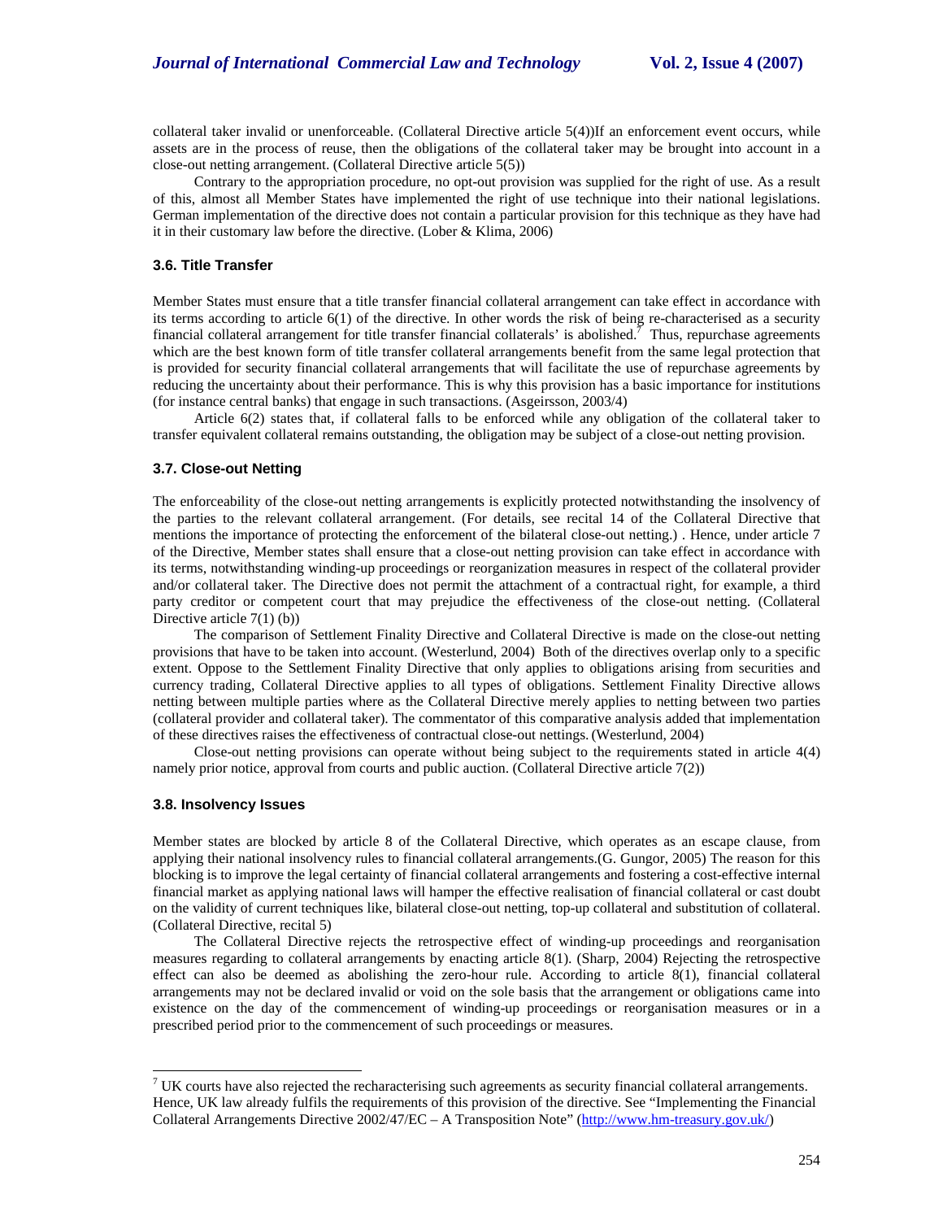collateral taker invalid or unenforceable. (Collateral Directive article 5(4))If an enforcement event occurs, while assets are in the process of reuse, then the obligations of the collateral taker may be brought into account in a close-out netting arrangement. (Collateral Directive article 5(5))

Contrary to the appropriation procedure, no opt-out provision was supplied for the right of use. As a result of this, almost all Member States have implemented the right of use technique into their national legislations. German implementation of the directive does not contain a particular provision for this technique as they have had it in their customary law before the directive. (Lober & Klima, 2006)

### 3.6. Title Transfer

Member States must ensure that a title transfer financial collateral arrangement can take effect in accordance with its terms according to article 6(1) of the directive. In other words the risk of being re-characterised as a security financial collateral arrangement for title transfer financial collaterals' is abolished.[7] Thus, repurchase agreements which are the best known form of title transfer collateral arrangements benefit from the same legal protection that is provided for security financial collateral arrangements that will facilitate the use of repurchase agreements by reducing the uncertainty about their performance. This is why this provision has a basic importance for institutions (for instance central banks) that engage in such transactions. (Asgeirsson, 2003/4)

Article 6(2) states that, if collateral falls to be enforced while any obligation of the collateral taker to transfer equivalent collateral remains outstanding, the obligation may be subject of a close-out netting provision.

### 3.7. Close-out Netting

The enforceability of the close-out netting arrangements is explicitly protected notwithstanding the insolvency of the parties to the relevant collateral arrangement. (For details, see recital 14 of the Collateral Directive that mentions the importance of protecting the enforcement of the bilateral close-out netting.) . Hence, under article 7 of the Directive, Member states shall ensure that a close-out netting provision can take effect in accordance with its terms, notwithstanding winding-up proceedings or reorganization measures in respect of the collateral provider and/or collateral taker. The Directive does not permit the attachment of a contractual right, for example, a third party creditor or competent court that may prejudice the effectiveness of the close-out netting. (Collateral Directive article 7(1) (b))

The comparison of Settlement Finality Directive and Collateral Directive is made on the close-out netting provisions that have to be taken into account. (Westerlund, 2004) Both of the directives overlap only to a specific extent. Oppose to the Settlement Finality Directive that only applies to obligations arising from securities and currency trading, Collateral Directive applies to all types of obligations. Settlement Finality Directive allows netting between multiple parties where as the Collateral Directive merely applies to netting between two parties (collateral provider and collateral taker). The commentator of this comparative analysis added that implementation of these directives raises the effectiveness of contractual close-out nettings. (Westerlund, 2004)

Close-out netting provisions can operate without being subject to the requirements stated in article 4(4) namely prior notice, approval from courts and public auction. (Collateral Directive article 7(2))

### 3.8. Insolvency Issues

Member states are blocked by article 8 of the Collateral Directive, which operates as an escape clause, from applying their national insolvency rules to financial collateral arrangements.(G. Gungor, 2005) The reason for this blocking is to improve the legal certainty of financial collateral arrangements and fostering a cost-effective internal financial market as applying national laws will hamper the effective realisation of financial collateral or cast doubt on the validity of current techniques like, bilateral close-out netting, top-up collateral and substitution of collateral. (Collateral Directive, recital 5)

The Collateral Directive rejects the retrospective effect of winding-up proceedings and reorganisation measures regarding to collateral arrangements by enacting article 8(1). (Sharp, 2004) Rejecting the retrospective effect can also be deemed as abolishing the zero-hour rule. According to article 8(1), financial collateral arrangements may not be declared invalid or void on the sole basis that the arrangement or obligations came into existence on the day of the commencement of winding-up proceedings or reorganisation measures or in a prescribed period prior to the commencement of such proceedings or measures.

---

[7] UK courts have also rejected the recharacterising such agreements as security financial collateral arrangements. Hence, UK law already fulfils the requirements of this provision of the directive. See "Implementing the Financial Collateral Arrangements Directive 2002/47/EC – A Transposition Note" (http://www.hm-treasury.gov.uk/)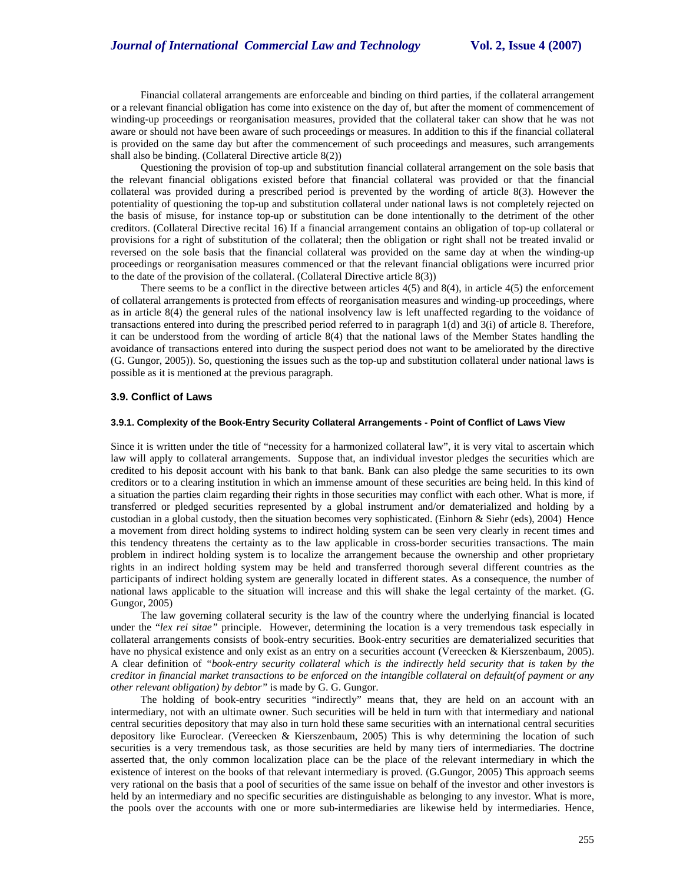Financial collateral arrangements are enforceable and binding on third parties, if the collateral arrangement or a relevant financial obligation has come into existence on the day of, but after the moment of commencement of winding-up proceedings or reorganisation measures, provided that the collateral taker can show that he was not aware or should not have been aware of such proceedings or measures. In addition to this if the financial collateral is provided on the same day but after the commencement of such proceedings and measures, such arrangements shall also be binding. (Collateral Directive article 8(2))

Questioning the provision of top-up and substitution financial collateral arrangement on the sole basis that the relevant financial obligations existed before that financial collateral was provided or that the financial collateral was provided during a prescribed period is prevented by the wording of article 8(3). However the potentiality of questioning the top-up and substitution collateral under national laws is not completely rejected on the basis of misuse, for instance top-up or substitution can be done intentionally to the detriment of the other creditors. (Collateral Directive recital 16) If a financial arrangement contains an obligation of top-up collateral or provisions for a right of substitution of the collateral; then the obligation or right shall not be treated invalid or reversed on the sole basis that the financial collateral was provided on the same day at when the winding-up proceedings or reorganisation measures commenced or that the relevant financial obligations were incurred prior to the date of the provision of the collateral. (Collateral Directive article 8(3))

There seems to be a conflict in the directive between articles 4(5) and 8(4), in article 4(5) the enforcement of collateral arrangements is protected from effects of reorganisation measures and winding-up proceedings, where as in article 8(4) the general rules of the national insolvency law is left unaffected regarding to the voidance of transactions entered into during the prescribed period referred to in paragraph 1(d) and 3(i) of article 8. Therefore, it can be understood from the wording of article 8(4) that the national laws of the Member States handling the avoidance of transactions entered into during the suspect period does not want to be ameliorated by the directive (G. Gungor, 2005)). So, questioning the issues such as the top-up and substitution collateral under national laws is possible as it is mentioned at the previous paragraph.

### 3.9. Conflict of Laws

#### 3.9.1. Complexity of the Book-Entry Security Collateral Arrangements - Point of Conflict of Laws View

Since it is written under the title of "necessity for a harmonized collateral law", it is very vital to ascertain which law will apply to collateral arrangements. Suppose that, an individual investor pledges the securities which are credited to his deposit account with his bank to that bank. Bank can also pledge the same securities to its own creditors or to a clearing institution in which an immense amount of these securities are being held. In this kind of a situation the parties claim regarding their rights in those securities may conflict with each other. What is more, if transferred or pledged securities represented by a global instrument and/or dematerialized and holding by a custodian in a global custody, then the situation becomes very sophisticated. (Einhorn & Siehr (eds), 2004) Hence a movement from direct holding systems to indirect holding system can be seen very clearly in recent times and this tendency threatens the certainty as to the law applicable in cross-border securities transactions. The main problem in indirect holding system is to localize the arrangement because the ownership and other proprietary rights in an indirect holding system may be held and transferred thorough several different countries as the participants of indirect holding system are generally located in different states. As a consequence, the number of national laws applicable to the situation will increase and this will shake the legal certainty of the market. (G. Gungor, 2005)

The law governing collateral security is the law of the country where the underlying financial is located under the "*lex rei sitae"* principle. However, determining the location is a very tremendous task especially in collateral arrangements consists of book-entry securities. Book-entry securities are dematerialized securities that have no physical existence and only exist as an entry on a securities account (Vereecken & Kierszenbaum, 2005). A clear definition of *"book-entry security collateral which is the indirectly held security that is taken by the creditor in financial market transactions to be enforced on the intangible collateral on default(of payment or any other relevant obligation) by debtor"* is made by G. G. Gungor.

The holding of book-entry securities "indirectly" means that, they are held on an account with an intermediary, not with an ultimate owner. Such securities will be held in turn with that intermediary and national central securities depository that may also in turn hold these same securities with an international central securities depository like Euroclear. (Vereecken & Kierszenbaum, 2005) This is why determining the location of such securities is a very tremendous task, as those securities are held by many tiers of intermediaries. The doctrine asserted that, the only common localization place can be the place of the relevant intermediary in which the existence of interest on the books of that relevant intermediary is proved. (G.Gungor, 2005) This approach seems very rational on the basis that a pool of securities of the same issue on behalf of the investor and other investors is held by an intermediary and no specific securities are distinguishable as belonging to any investor. What is more, the pools over the accounts with one or more sub-intermediaries are likewise held by intermediaries. Hence,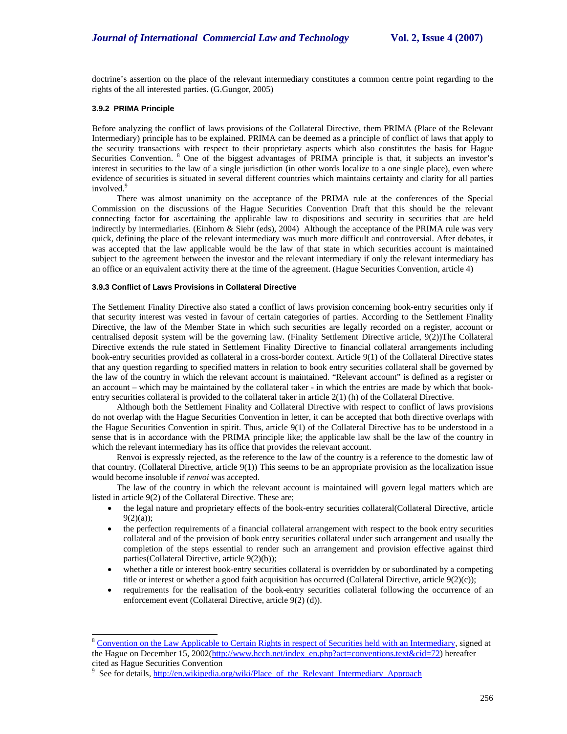doctrine's assertion on the place of the relevant intermediary constitutes a common centre point regarding to the rights of the all interested parties. (G.Gungor, 2005)

### 3.9.2 PRIMA Principle

Before analyzing the conflict of laws provisions of the Collateral Directive, them PRIMA (Place of the Relevant Intermediary) principle has to be explained. PRIMA can be deemed as a principle of conflict of laws that apply to the security transactions with respect to their proprietary aspects which also constitutes the basis for Hague Securities Convention. [8] One of the biggest advantages of PRIMA principle is that, it subjects an investor's interest in securities to the law of a single jurisdiction (in other words localize to a one single place), even where evidence of securities is situated in several different countries which maintains certainty and clarity for all parties involved.[9]

There was almost unanimity on the acceptance of the PRIMA rule at the conferences of the Special Commission on the discussions of the Hague Securities Convention Draft that this should be the relevant connecting factor for ascertaining the applicable law to dispositions and security in securities that are held indirectly by intermediaries. (Einhorn & Siehr (eds), 2004) Although the acceptance of the PRIMA rule was very quick, defining the place of the relevant intermediary was much more difficult and controversial. After debates, it was accepted that the law applicable would be the law of that state in which securities account is maintained subject to the agreement between the investor and the relevant intermediary if only the relevant intermediary has an office or an equivalent activity there at the time of the agreement. (Hague Securities Convention, article 4)

### 3.9.3 Conflict of Laws Provisions in Collateral Directive

The Settlement Finality Directive also stated a conflict of laws provision concerning book-entry securities only if that security interest was vested in favour of certain categories of parties. According to the Settlement Finality Directive, the law of the Member State in which such securities are legally recorded on a register, account or centralised deposit system will be the governing law. (Finality Settlement Directive article, 9(2))The Collateral Directive extends the rule stated in Settlement Finality Directive to financial collateral arrangements including book-entry securities provided as collateral in a cross-border context. Article 9(1) of the Collateral Directive states that any question regarding to specified matters in relation to book entry securities collateral shall be governed by the law of the country in which the relevant account is maintained. "Relevant account" is defined as a register or an account – which may be maintained by the collateral taker - in which the entries are made by which that book-entry securities collateral is provided to the collateral taker in article 2(1) (h) of the Collateral Directive.

Although both the Settlement Finality and Collateral Directive with respect to conflict of laws provisions do not overlap with the Hague Securities Convention in letter, it can be accepted that both directive overlaps with the Hague Securities Convention in spirit. Thus, article 9(1) of the Collateral Directive has to be understood in a sense that is in accordance with the PRIMA principle like; the applicable law shall be the law of the country in which the relevant intermediary has its office that provides the relevant account.

Renvoi is expressly rejected, as the reference to the law of the country is a reference to the domestic law of that country. (Collateral Directive, article 9(1)) This seems to be an appropriate provision as the localization issue would become insoluble if *renvoi* was accepted.

The law of the country in which the relevant account is maintained will govern legal matters which are listed in article 9(2) of the Collateral Directive. These are;

- the legal nature and proprietary effects of the book-entry securities collateral(Collateral Directive, article 9(2)(a));
- the perfection requirements of a financial collateral arrangement with respect to the book entry securities collateral and of the provision of book entry securities collateral under such arrangement and usually the completion of the steps essential to render such an arrangement and provision effective against third parties(Collateral Directive, article 9(2)(b));
- whether a title or interest book-entry securities collateral is overridden by or subordinated by a competing title or interest or whether a good faith acquisition has occurred (Collateral Directive, article 9(2)(c));
- requirements for the realisation of the book-entry securities collateral following the occurrence of an enforcement event (Collateral Directive, article 9(2) (d)).

---

[8] Convention on the Law Applicable to Certain Rights in respect of Securities held with an Intermediary, signed at the Hague on December 15, 2002(http://www.hcch.net/index_en.php?act=conventions.text&cid=72) hereafter cited as Hague Securities Convention

[9] See for details, http://en.wikipedia.org/wiki/Place_of_the_Relevant_Intermediary_Approach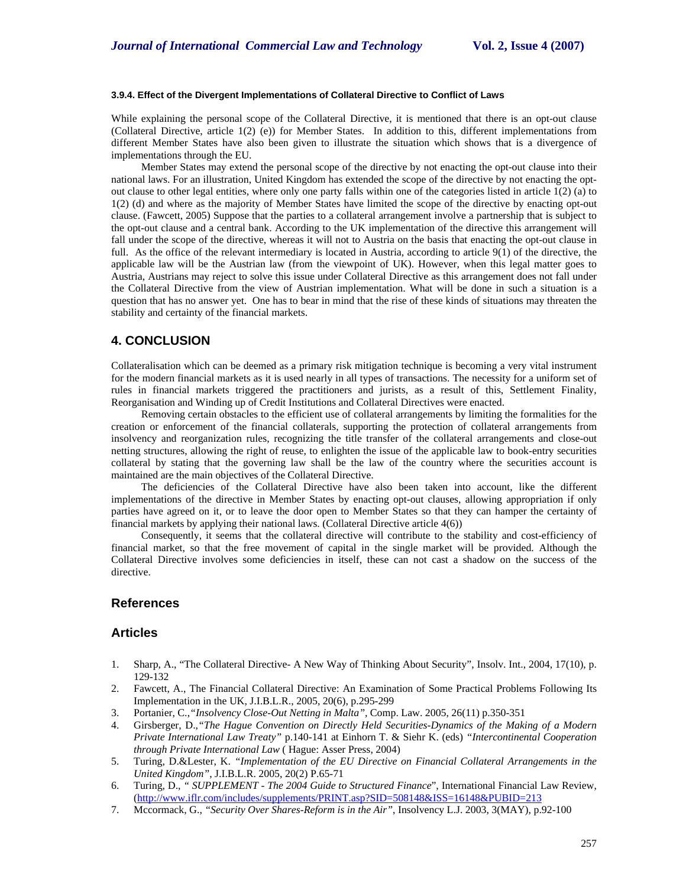#### 3.9.4. Effect of the Divergent Implementations of Collateral Directive to Conflict of Laws

While explaining the personal scope of the Collateral Directive, it is mentioned that there is an opt-out clause (Collateral Directive, article 1(2) (e)) for Member States. In addition to this, different implementations from different Member States have also been given to illustrate the situation which shows that is a divergence of implementations through the EU.

Member States may extend the personal scope of the directive by not enacting the opt-out clause into their national laws. For an illustration, United Kingdom has extended the scope of the directive by not enacting the opt-out clause to other legal entities, where only one party falls within one of the categories listed in article 1(2) (a) to 1(2) (d) and where as the majority of Member States have limited the scope of the directive by enacting opt-out clause. (Fawcett, 2005) Suppose that the parties to a collateral arrangement involve a partnership that is subject to the opt-out clause and a central bank. According to the UK implementation of the directive this arrangement will fall under the scope of the directive, whereas it will not to Austria on the basis that enacting the opt-out clause in full. As the office of the relevant intermediary is located in Austria, according to article 9(1) of the directive, the applicable law will be the Austrian law (from the viewpoint of UK). However, when this legal matter goes to Austria, Austrians may reject to solve this issue under Collateral Directive as this arrangement does not fall under the Collateral Directive from the view of Austrian implementation. What will be done in such a situation is a question that has no answer yet. One has to bear in mind that the rise of these kinds of situations may threaten the stability and certainty of the financial markets.

## 4. CONCLUSION

Collateralisation which can be deemed as a primary risk mitigation technique is becoming a very vital instrument for the modern financial markets as it is used nearly in all types of transactions. The necessity for a uniform set of rules in financial markets triggered the practitioners and jurists, as a result of this, Settlement Finality, Reorganisation and Winding up of Credit Institutions and Collateral Directives were enacted.

Removing certain obstacles to the efficient use of collateral arrangements by limiting the formalities for the creation or enforcement of the financial collaterals, supporting the protection of collateral arrangements from insolvency and reorganization rules, recognizing the title transfer of the collateral arrangements and close-out netting structures, allowing the right of reuse, to enlighten the issue of the applicable law to book-entry securities collateral by stating that the governing law shall be the law of the country where the securities account is maintained are the main objectives of the Collateral Directive.

The deficiencies of the Collateral Directive have also been taken into account, like the different implementations of the directive in Member States by enacting opt-out clauses, allowing appropriation if only parties have agreed on it, or to leave the door open to Member States so that they can hamper the certainty of financial markets by applying their national laws. (Collateral Directive article 4(6))

Consequently, it seems that the collateral directive will contribute to the stability and cost-efficiency of financial market, so that the free movement of capital in the single market will be provided. Although the Collateral Directive involves some deficiencies in itself, these can not cast a shadow on the success of the directive.

## References

## Articles

1. Sharp, A., "The Collateral Directive- A New Way of Thinking About Security", Insolv. Int., 2004, 17(10), p. 129-132
2. Fawcett, A., The Financial Collateral Directive: An Examination of Some Practical Problems Following Its Implementation in the UK, J.I.B.L.R., 2005, 20(6), p.295-299
3. Portanier, C.,*"Insolvency Close-Out Netting in Malta"*, Comp. Law. 2005, 26(11) p.350-351
4. Girsberger, D.,*"The Hague Convention on Directly Held Securities-Dynamics of the Making of a Modern Private International Law Treaty"* p.140-141 at Einhorn T. & Siehr K. (eds) *"Intercontinental Cooperation through Private International Law* ( Hague: Asser Press, 2004)
5. Turing, D.&Lester, K. *"Implementation of the EU Directive on Financial Collateral Arrangements in the United Kingdom"*, J.I.B.L.R. 2005, 20(2) P.65-71
6. Turing, D., *" SUPPLEMENT - The 2004 Guide to Structured Finance*", International Financial Law Review, (http://www.iflr.com/includes/supplements/PRINT.asp?SID=508148&ISS=16148&PUBID=213
7. Mccormack, G., *"Security Over Shares-Reform is in the Air"*, Insolvency L.J. 2003, 3(MAY), p.92-100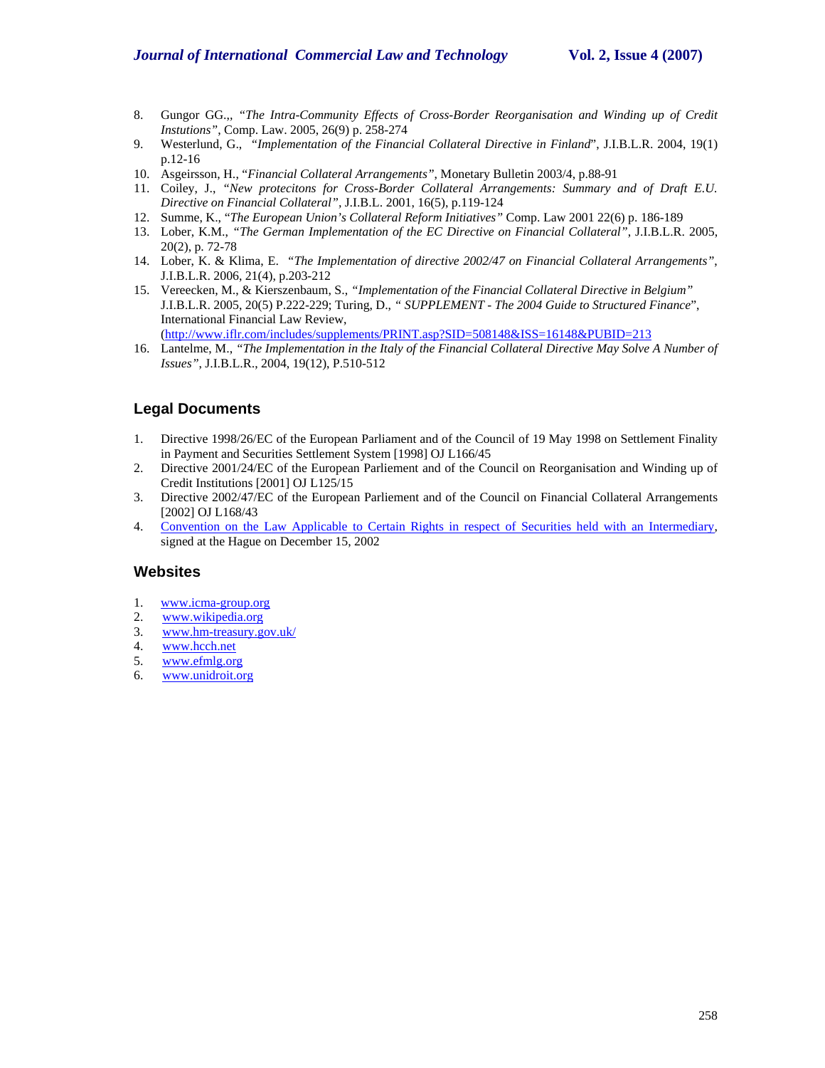8. Gungor GG.,, *"The Intra-Community Effects of Cross-Border Reorganisation and Winding up of Credit Instutions"*, Comp. Law. 2005, 26(9) p. 258-274
9. Westerlund, G., *"Implementation of the Financial Collateral Directive in Finland"*, J.I.B.L.R. 2004, 19(1) p.12-16
10. Asgeirsson, H., "*Financial Collateral Arrangements"*, Monetary Bulletin 2003/4, p.88-91
11. Coiley, J., *"New protecitons for Cross-Border Collateral Arrangements: Summary and of Draft E.U. Directive on Financial Collateral"*, J.I.B.L. 2001, 16(5), p.119-124
12. Summe, K., *"The European Union's Collateral Reform Initiatives"* Comp. Law 2001 22(6) p. 186-189
13. Lober, K.M., *"The German Implementation of the EC Directive on Financial Collateral"*, J.I.B.L.R. 2005, 20(2), p. 72-78
14. Lober, K. & Klima, E. *"The Implementation of directive 2002/47 on Financial Collateral Arrangements"*, J.I.B.L.R. 2006, 21(4), p.203-212
15. Vereecken, M., & Kierszenbaum, S., *"Implementation of the Financial Collateral Directive in Belgium"* J.I.B.L.R. 2005, 20(5) P.222-229; Turing, D., *" SUPPLEMENT - The 2004 Guide to Structured Finance*", International Financial Law Review, (http://www.iflr.com/includes/supplements/PRINT.asp?SID=508148&ISS=16148&PUBID=213
16. Lantelme, M., *"The Implementation in the Italy of the Financial Collateral Directive May Solve A Number of Issues"*, J.I.B.L.R., 2004, 19(12), P.510-512

## Legal Documents

1. Directive 1998/26/EC of the European Parliament and of the Council of 19 May 1998 on Settlement Finality in Payment and Securities Settlement System [1998] OJ L166/45
2. Directive 2001/24/EC of the European Parliement and of the Council on Reorganisation and Winding up of Credit Institutions [2001] OJ L125/15
3. Directive 2002/47/EC of the European Parliement and of the Council on Financial Collateral Arrangements [2002] OJ L168/43
4. Convention on the Law Applicable to Certain Rights in respect of Securities held with an Intermediary, signed at the Hague on December 15, 2002

## Websites

1. www.icma-group.org
2. www.wikipedia.org
3. www.hm-treasury.gov.uk/
4. www.hcch.net
5. www.efmlg.org
6. www.unidroit.org